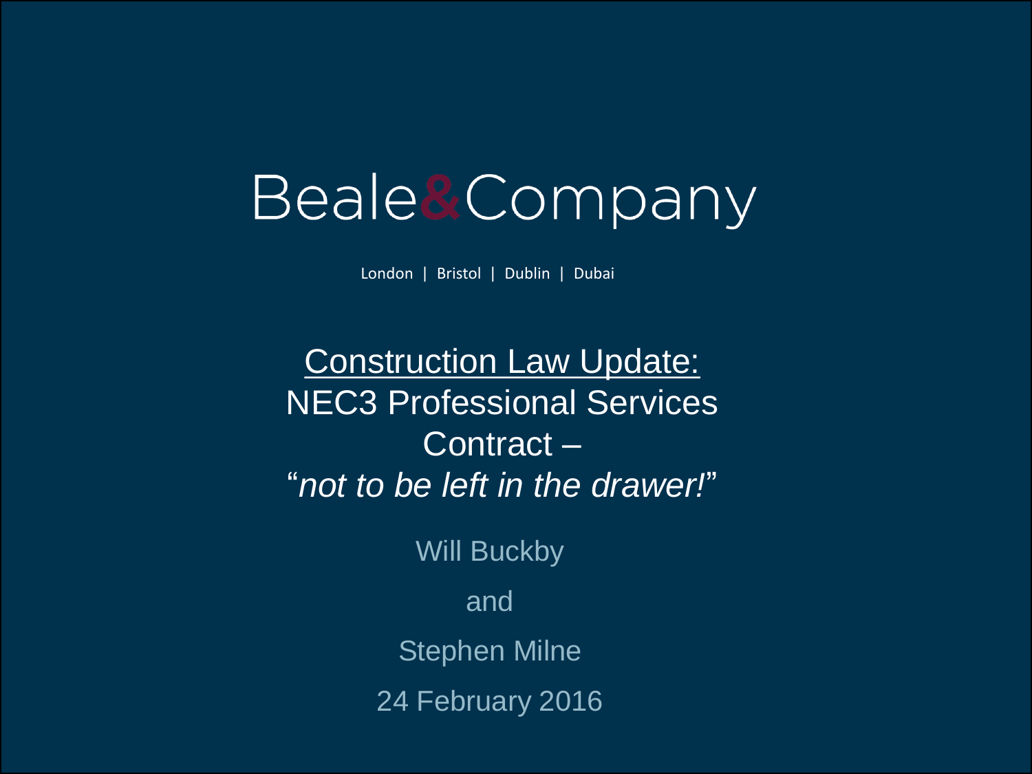# Beale&Company

London | Bristol | Dublin | Dubai

## Construction Law Update:
## NEC3 Professional Services Contract –
## "*not to be left in the drawer!*"

Will Buckby

and

Stephen Milne

24 February 2016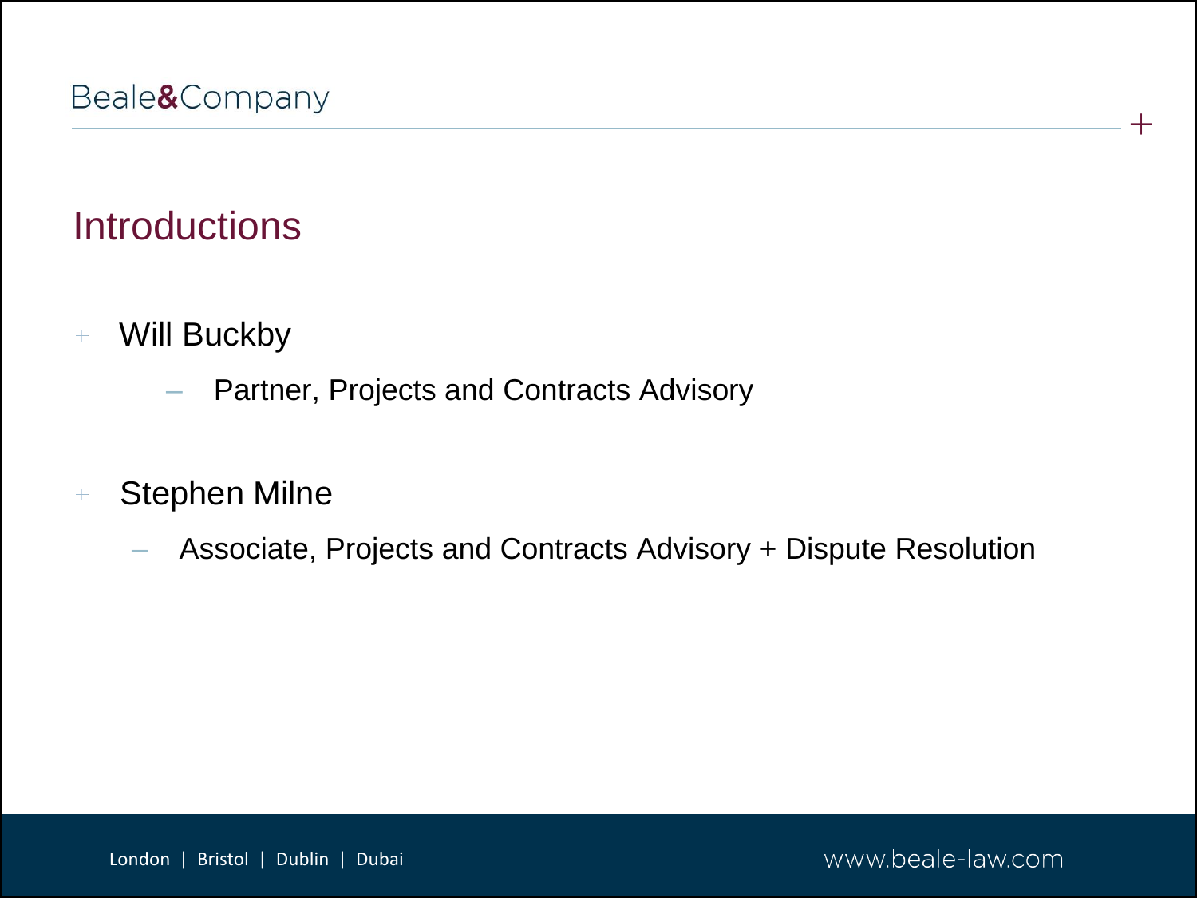# Introductions

- Will Buckby
  - Partner, Projects and Contracts Advisory
- Stephen Milne
  - Associate, Projects and Contracts Advisory + Dispute Resolution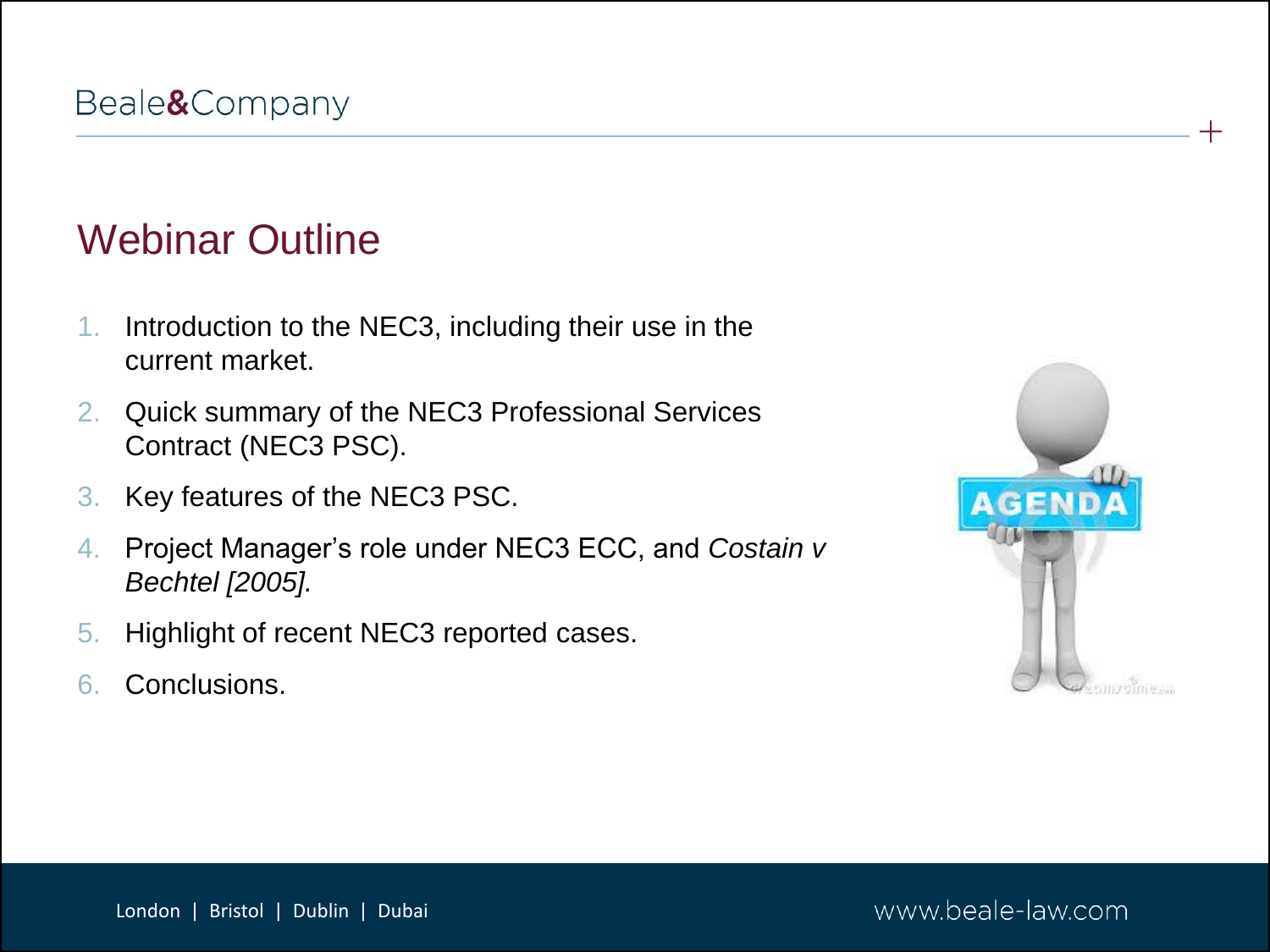# Webinar Outline

1. Introduction to the NEC3, including their use in the current market.
2. Quick summary of the NEC3 Professional Services Contract (NEC3 PSC).
3. Key features of the NEC3 PSC.
4. Project Manager's role under NEC3 ECC, and *Costain v Bechtel [2005].*
5. Highlight of recent NEC3 reported cases.
6. Conclusions.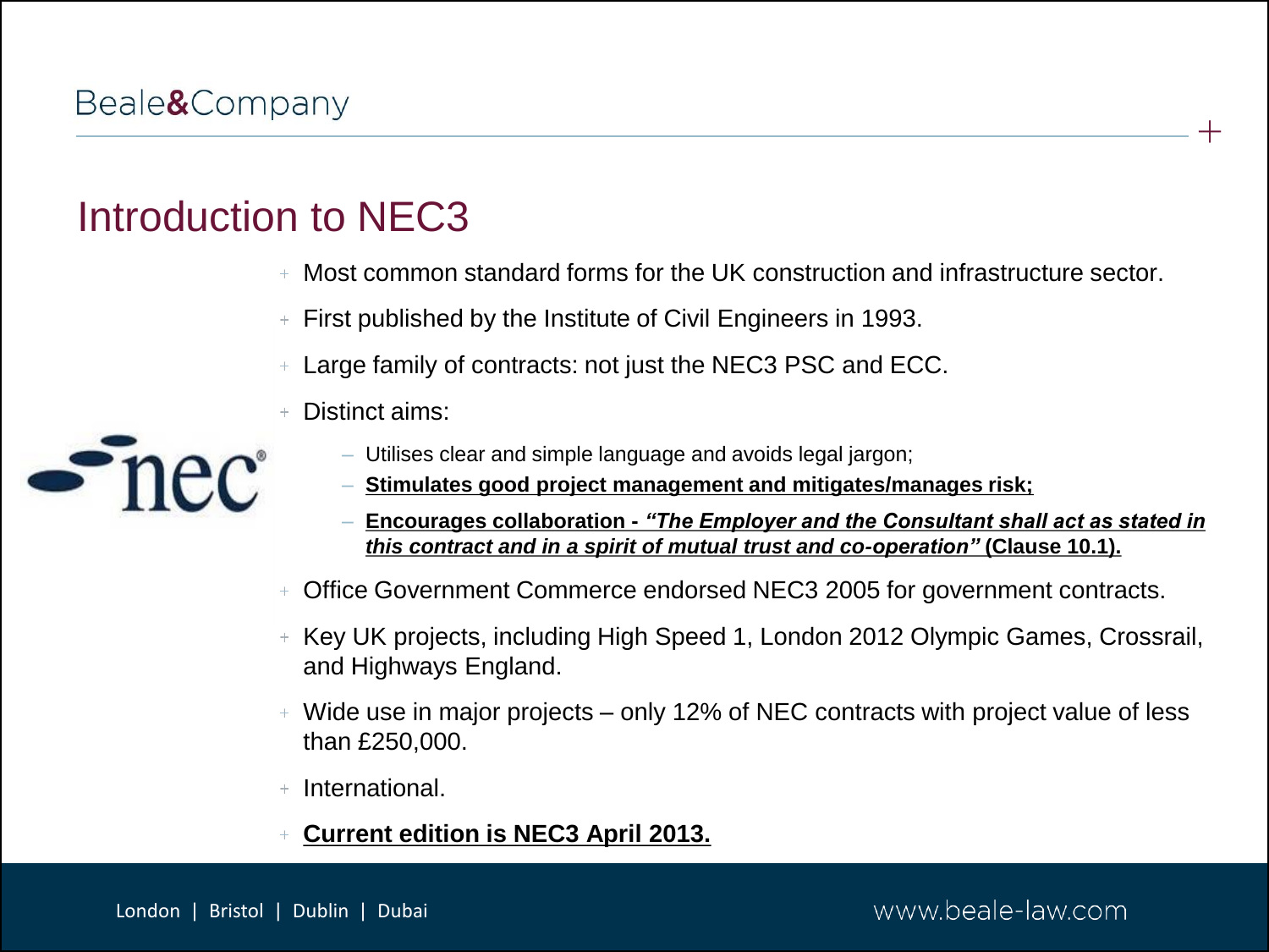# Introduction to NEC3

- Most common standard forms for the UK construction and infrastructure sector.
- First published by the Institute of Civil Engineers in 1993.
- Large family of contracts: not just the NEC3 PSC and ECC.
- Distinct aims:
  - Utilises clear and simple language and avoids legal jargon;
  - **Stimulates good project management and mitigates/manages risk;**
  - **Encourages collaboration - *"The Employer and the Consultant shall act as stated in this contract and in a spirit of mutual trust and co-operation"* (Clause 10.1).**
- Office Government Commerce endorsed NEC3 2005 for government contracts.
- Key UK projects, including High Speed 1, London 2012 Olympic Games, Crossrail, and Highways England.
- Wide use in major projects – only 12% of NEC contracts with project value of less than £250,000.
- International.
- **Current edition is NEC3 April 2013.**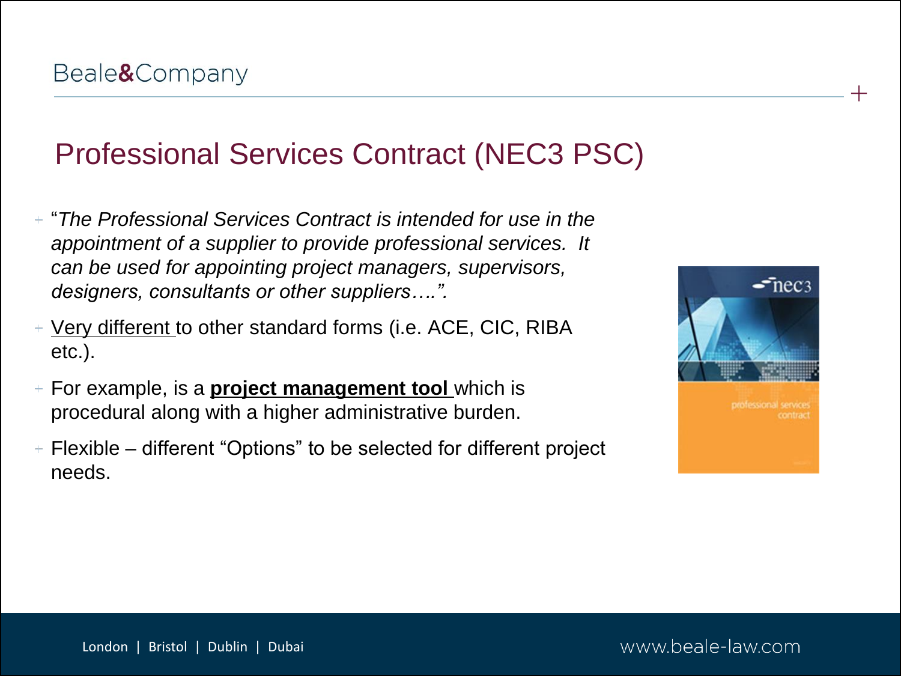# Professional Services Contract (NEC3 PSC)

- "*The Professional Services Contract is intended for use in the appointment of a supplier to provide professional services. It can be used for appointing project managers, supervisors, designers, consultants or other suppliers….".*
- Very different to other standard forms (i.e. ACE, CIC, RIBA etc.).
- For example, is a **project management tool** which is procedural along with a higher administrative burden.
- Flexible – different "Options" to be selected for different project needs.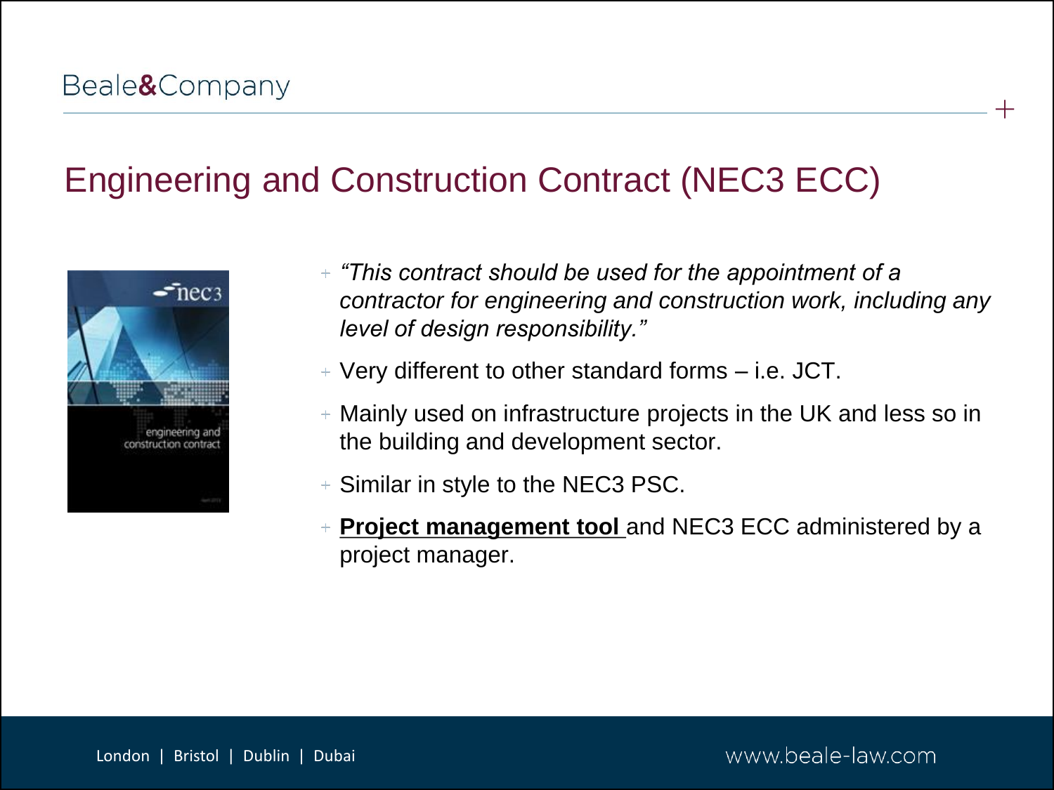# Engineering and Construction Contract (NEC3 ECC)

- *"This contract should be used for the appointment of a contractor for engineering and construction work, including any level of design responsibility."*
- Very different to other standard forms – i.e. JCT.
- Mainly used on infrastructure projects in the UK and less so in the building and development sector.
- Similar in style to the NEC3 PSC.
- **<u>Project management tool</u>** and NEC3 ECC administered by a project manager.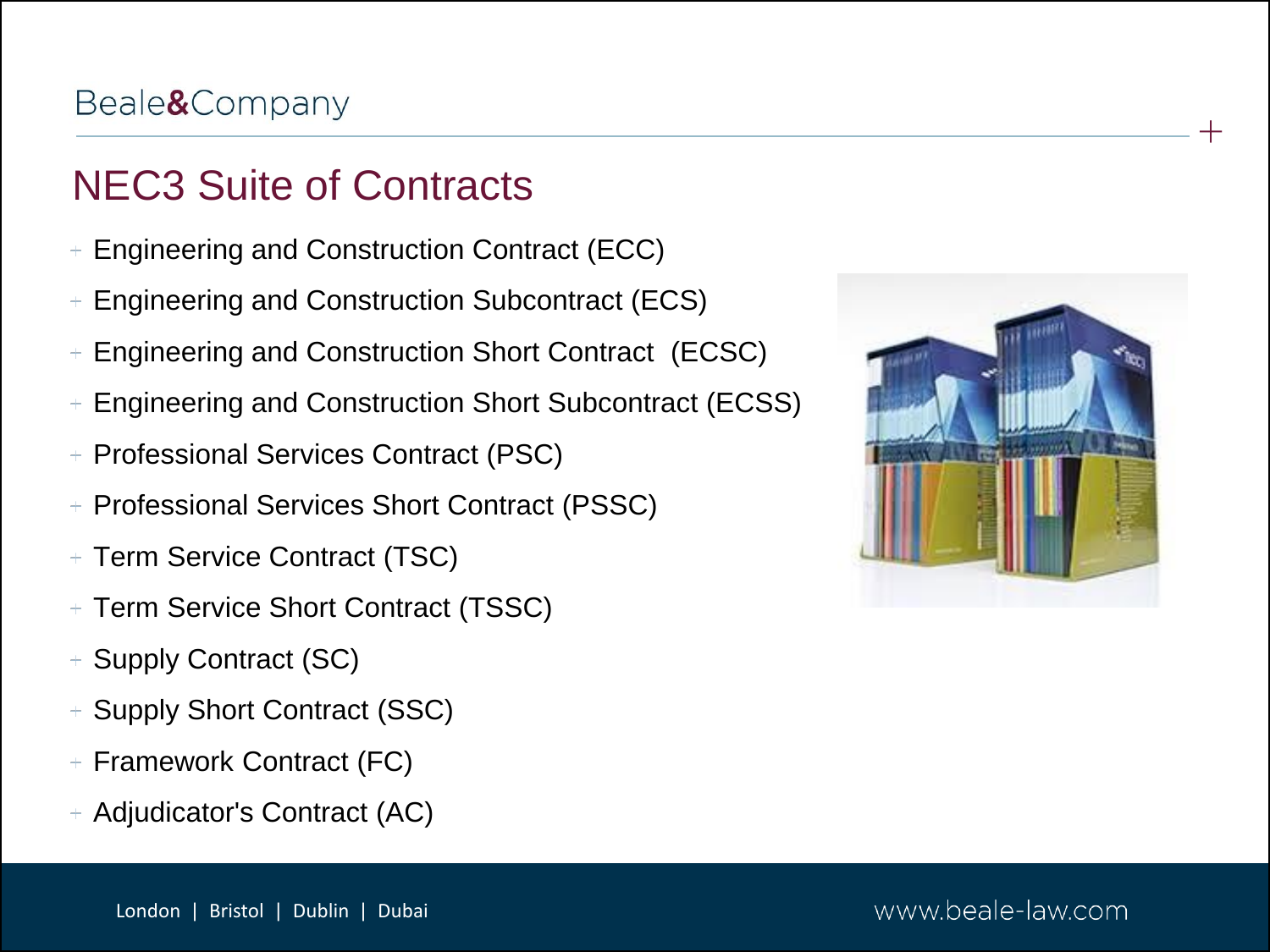# NEC3 Suite of Contracts

- Engineering and Construction Contract (ECC)
- Engineering and Construction Subcontract (ECS)
- Engineering and Construction Short Contract (ECSC)
- Engineering and Construction Short Subcontract (ECSS)
- Professional Services Contract (PSC)
- Professional Services Short Contract (PSSC)
- Term Service Contract (TSC)
- Term Service Short Contract (TSSC)
- Supply Contract (SC)
- Supply Short Contract (SSC)
- Framework Contract (FC)
- Adjudicator's Contract (AC)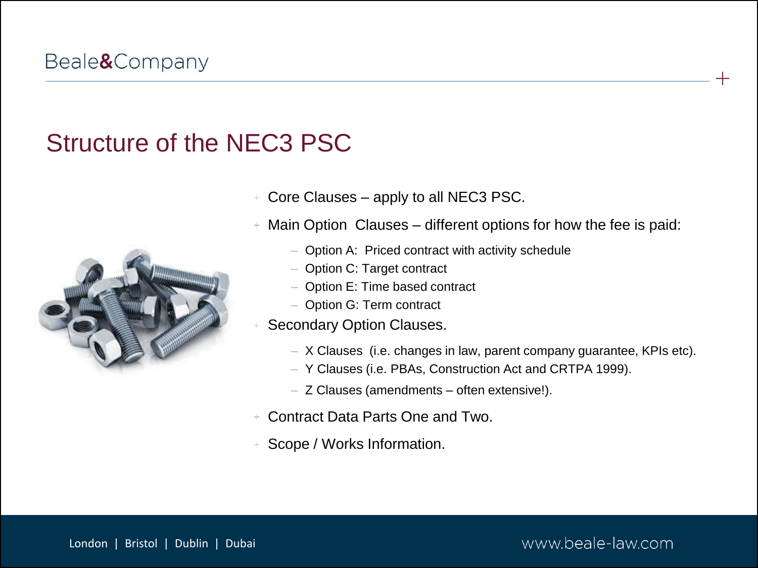# Structure of the NEC3 PSC

- Core Clauses – apply to all NEC3 PSC.
- Main Option  Clauses – different options for how the fee is paid:
  - Option A:  Priced contract with activity schedule
  - Option C: Target contract
  - Option E: Time based contract
  - Option G: Term contract
- Secondary Option Clauses.
  - X Clauses  (i.e. changes in law, parent company guarantee, KPIs etc).
  - Y Clauses (i.e. PBAs, Construction Act and CRTPA 1999).
  - Z Clauses (amendments – often extensive!).
- Contract Data Parts One and Two.
- Scope / Works Information.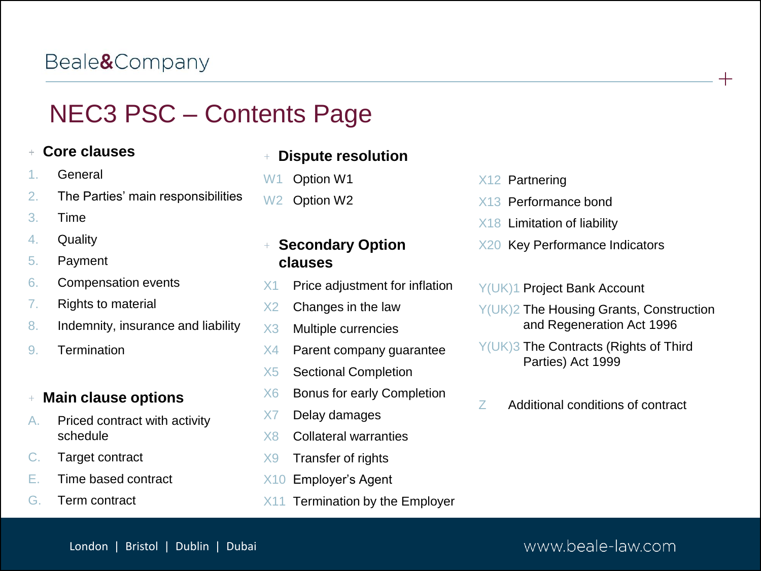# NEC3 PSC – Contents Page

## Core clauses

1. General
2. The Parties' main responsibilities
3. Time
4. Quality
5. Payment
6. Compensation events
7. Rights to material
8. Indemnity, insurance and liability
9. Termination

## Main clause options

- A. Priced contract with activity schedule
- C. Target contract
- E. Time based contract
- G. Term contract

## Dispute resolution

- W1 Option W1
- W2 Option W2

## Secondary Option clauses

- X1 Price adjustment for inflation
- X2 Changes in the law
- X3 Multiple currencies
- X4 Parent company guarantee
- X5 Sectional Completion
- X6 Bonus for early Completion
- X7 Delay damages
- X8 Collateral warranties
- X9 Transfer of rights
- X10 Employer's Agent
- X11 Termination by the Employer
- X12 Partnering
- X13 Performance bond
- X18 Limitation of liability
- X20 Key Performance Indicators

- Y(UK)1 Project Bank Account
- Y(UK)2 The Housing Grants, Construction and Regeneration Act 1996
- Y(UK)3 The Contracts (Rights of Third Parties) Act 1999

- Z Additional conditions of contract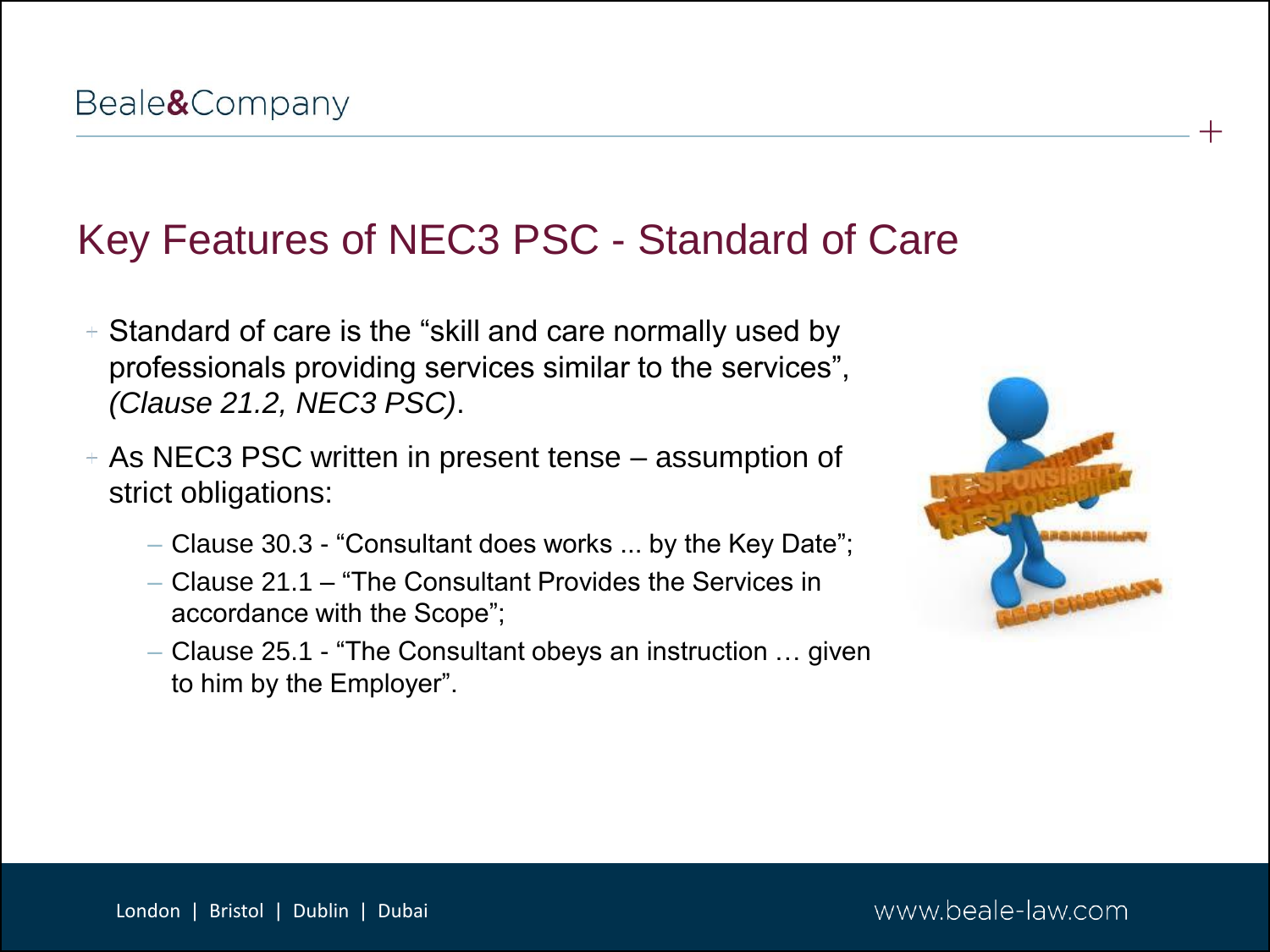# Key Features of NEC3 PSC - Standard of Care

- Standard of care is the "skill and care normally used by professionals providing services similar to the services", *(Clause 21.2, NEC3 PSC)*.
- As NEC3 PSC written in present tense – assumption of strict obligations:
  - Clause 30.3 - "Consultant does works ... by the Key Date";
  - Clause 21.1 – "The Consultant Provides the Services in accordance with the Scope";
  - Clause 25.1 - "The Consultant obeys an instruction … given to him by the Employer".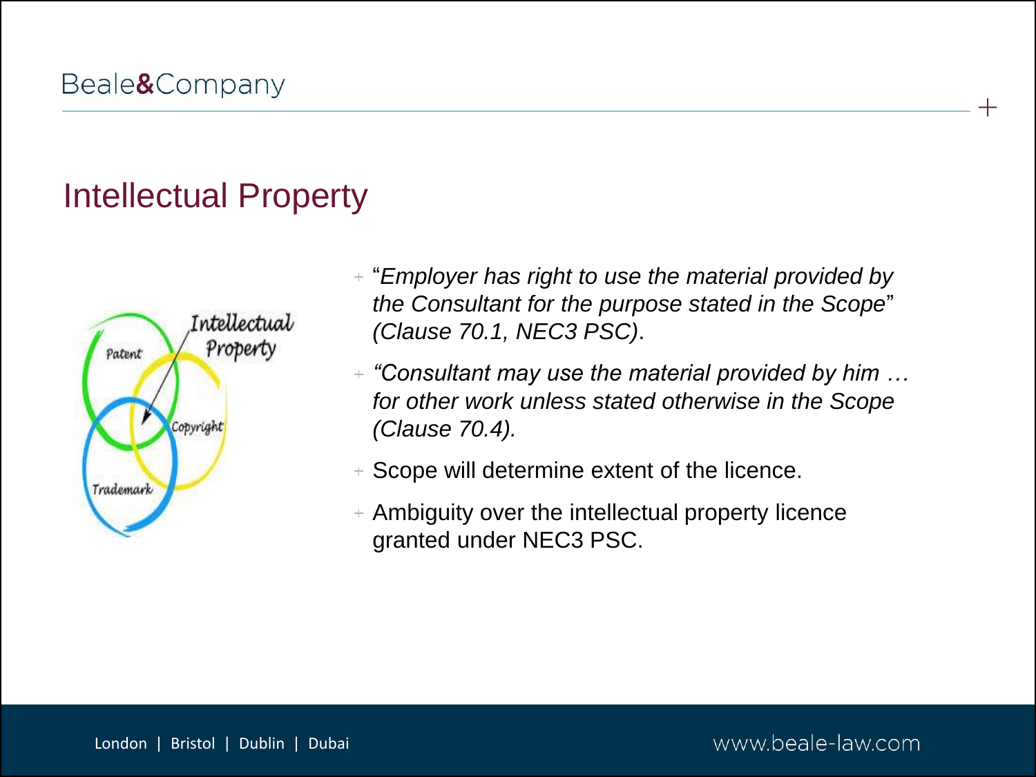# Intellectual Property

- "*Employer has right to use the material provided by the Consultant for the purpose stated in the Scope*" *(Clause 70.1, NEC3 PSC)*.
- *"Consultant may use the material provided by him … for other work unless stated otherwise in the Scope (Clause 70.4).*
- Scope will determine extent of the licence.
- Ambiguity over the intellectual property licence granted under NEC3 PSC.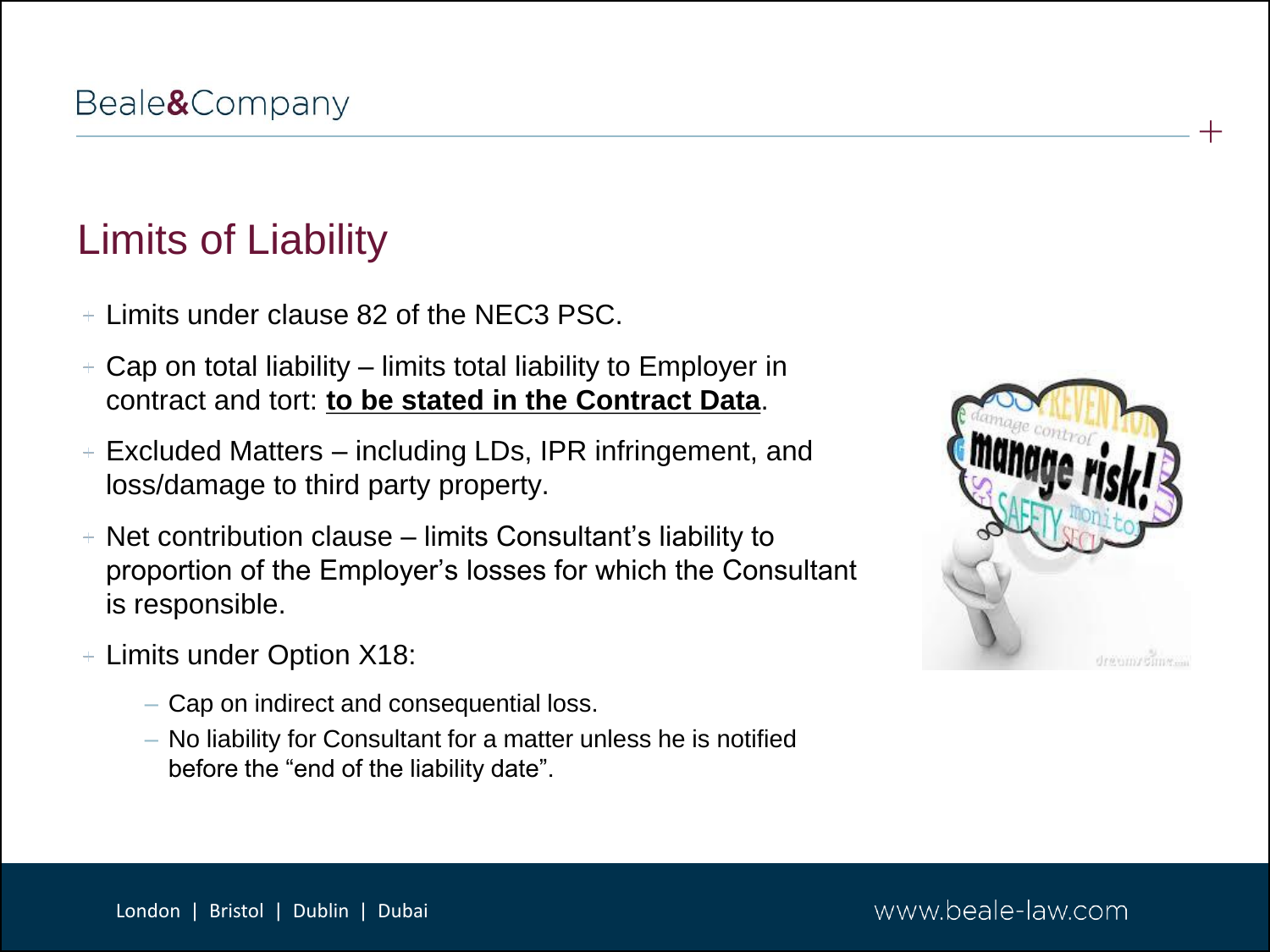# Limits of Liability

- Limits under clause 82 of the NEC3 PSC.
- Cap on total liability – limits total liability to Employer in contract and tort: **to be stated in the Contract Data**.
- Excluded Matters – including LDs, IPR infringement, and loss/damage to third party property.
- Net contribution clause – limits Consultant's liability to proportion of the Employer's losses for which the Consultant is responsible.
- Limits under Option X18:
  - Cap on indirect and consequential loss.
  - No liability for Consultant for a matter unless he is notified before the "end of the liability date".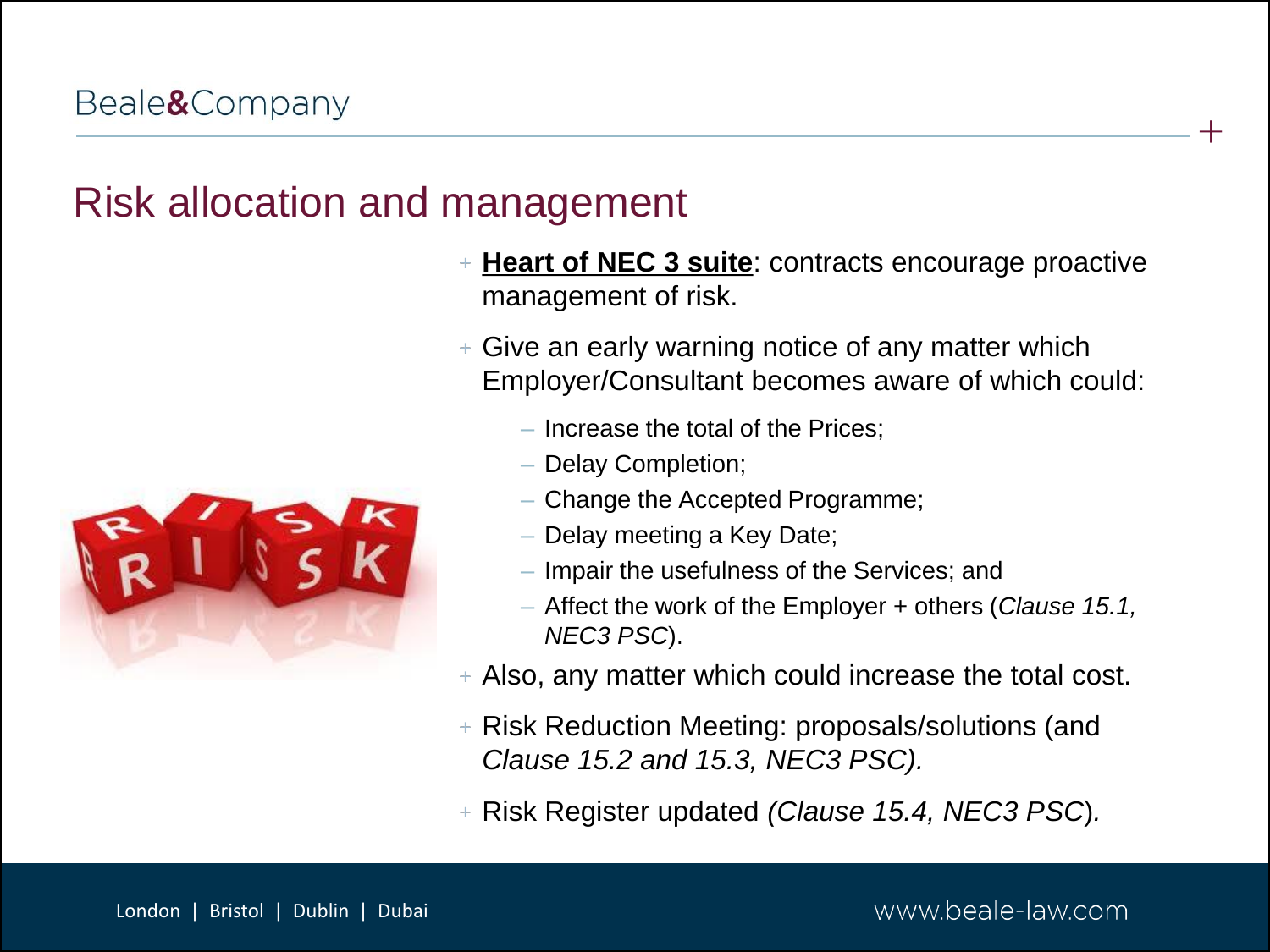# Risk allocation and management

- **Heart of NEC 3 suite**: contracts encourage proactive management of risk.
- Give an early warning notice of any matter which Employer/Consultant becomes aware of which could:
  - Increase the total of the Prices;
  - Delay Completion;
  - Change the Accepted Programme;
  - Delay meeting a Key Date;
  - Impair the usefulness of the Services; and
  - Affect the work of the Employer + others (*Clause 15.1, NEC3 PSC*).
- Also, any matter which could increase the total cost.
- Risk Reduction Meeting: proposals/solutions (and *Clause 15.2 and 15.3, NEC3 PSC).*
- Risk Register updated *(Clause 15.4, NEC3 PSC).*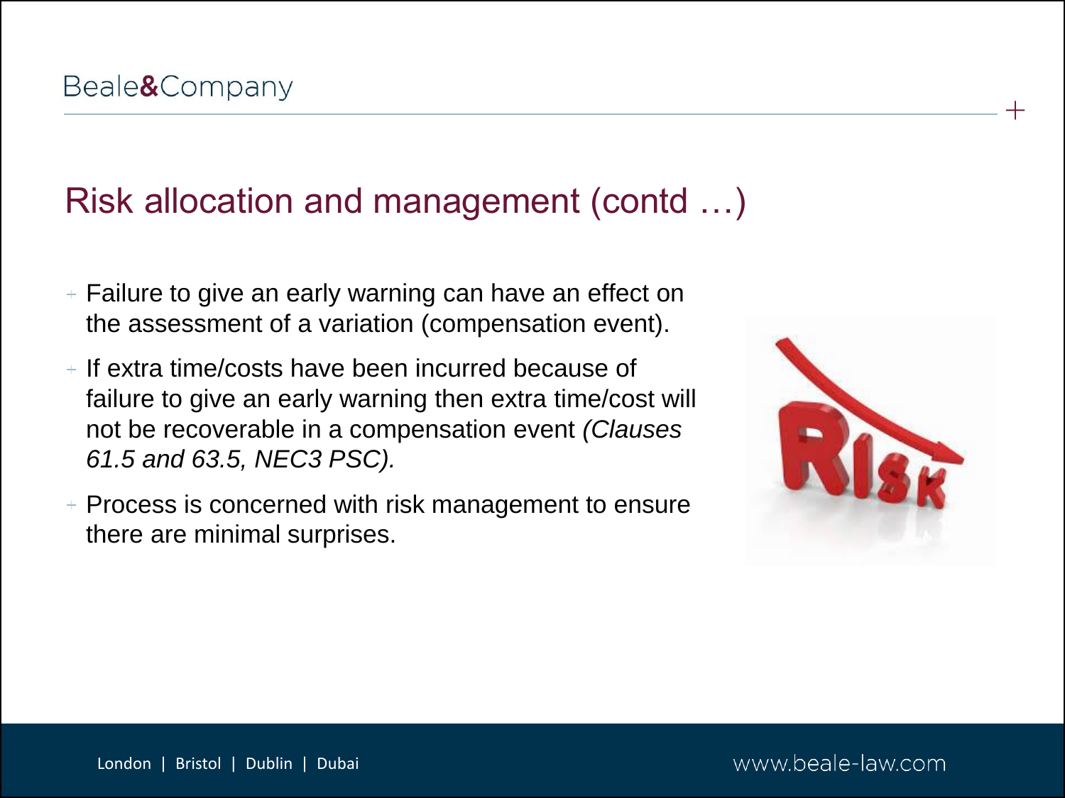# Risk allocation and management (contd …)

- Failure to give an early warning can have an effect on the assessment of a variation (compensation event).
- If extra time/costs have been incurred because of failure to give an early warning then extra time/cost will not be recoverable in a compensation event *(Clauses 61.5 and 63.5, NEC3 PSC).*
- Process is concerned with risk management to ensure there are minimal surprises.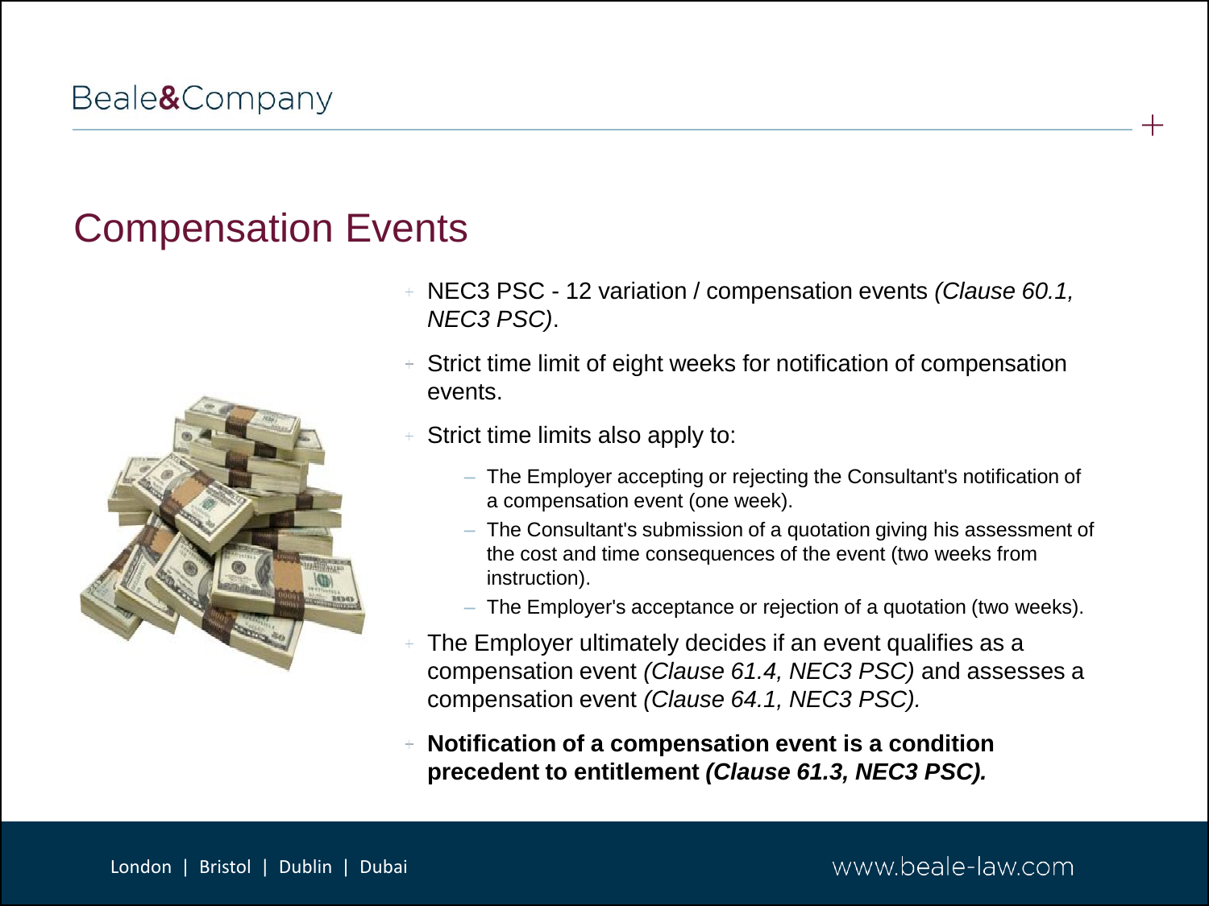# Compensation Events

- NEC3 PSC - 12 variation / compensation events *(Clause 60.1, NEC3 PSC)*.
- Strict time limit of eight weeks for notification of compensation events.
- Strict time limits also apply to:
  - The Employer accepting or rejecting the Consultant's notification of a compensation event (one week).
  - The Consultant's submission of a quotation giving his assessment of the cost and time consequences of the event (two weeks from instruction).
  - The Employer's acceptance or rejection of a quotation (two weeks).
- The Employer ultimately decides if an event qualifies as a compensation event *(Clause 61.4, NEC3 PSC)* and assesses a compensation event *(Clause 64.1, NEC3 PSC).*
- **Notification of a compensation event is a condition precedent to entitlement *(Clause 61.3, NEC3 PSC).***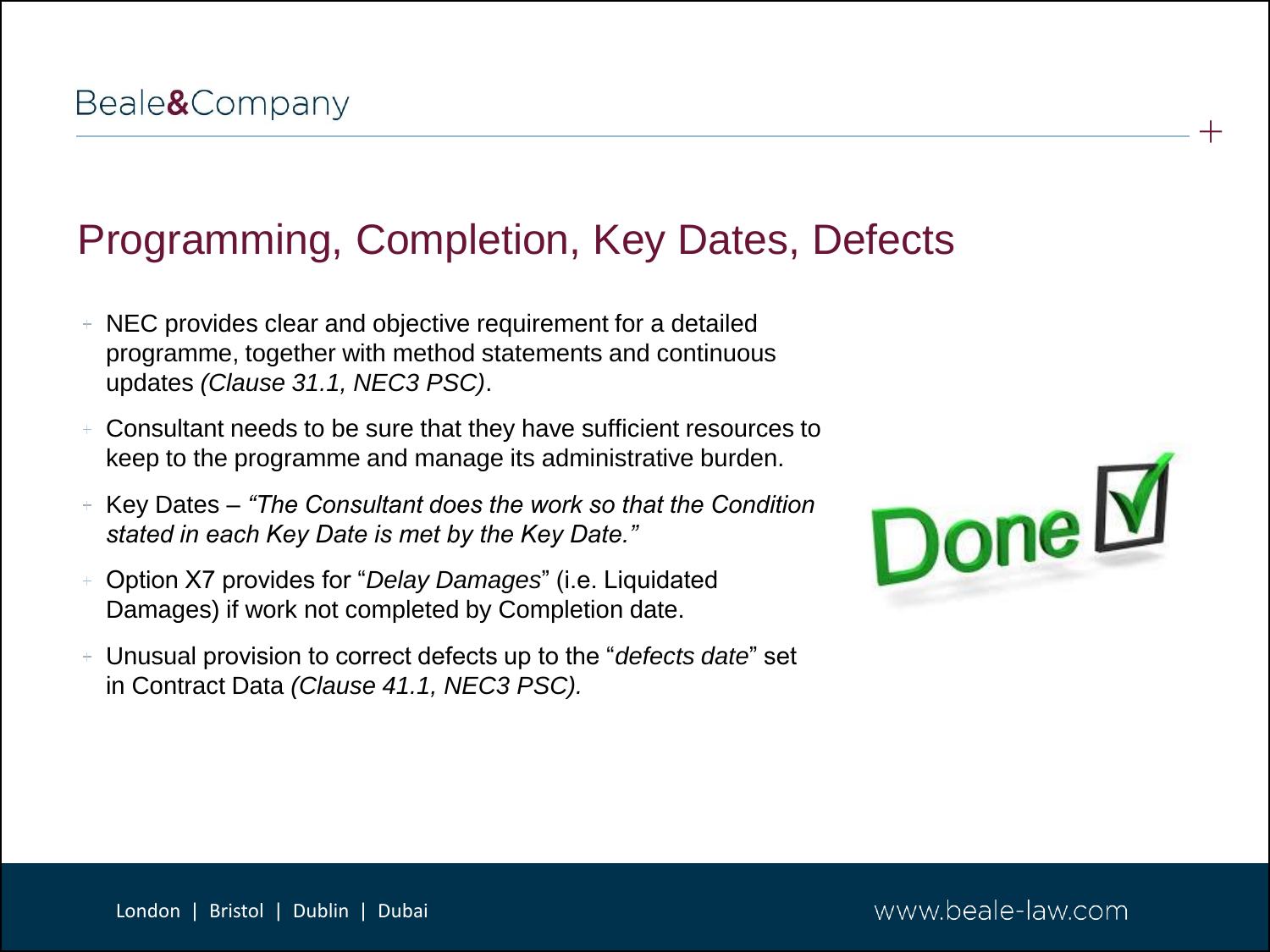## Programming, Completion, Key Dates, Defects

- NEC provides clear and objective requirement for a detailed programme, together with method statements and continuous updates *(Clause 31.1, NEC3 PSC)*.
- Consultant needs to be sure that they have sufficient resources to keep to the programme and manage its administrative burden.
- Key Dates – *"The Consultant does the work so that the Condition stated in each Key Date is met by the Key Date."*
- Option X7 provides for "*Delay Damages*" (i.e. Liquidated Damages) if work not completed by Completion date.
- Unusual provision to correct defects up to the "*defects date*" set in Contract Data *(Clause 41.1, NEC3 PSC).*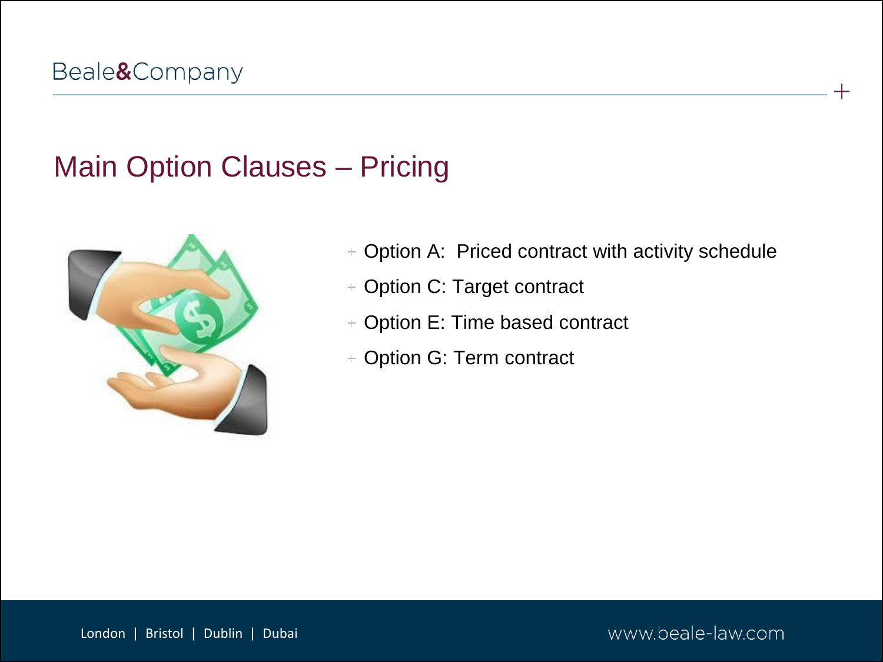## Main Option Clauses – Pricing

- Option A:  Priced contract with activity schedule
- Option C: Target contract
- Option E: Time based contract
- Option G: Term contract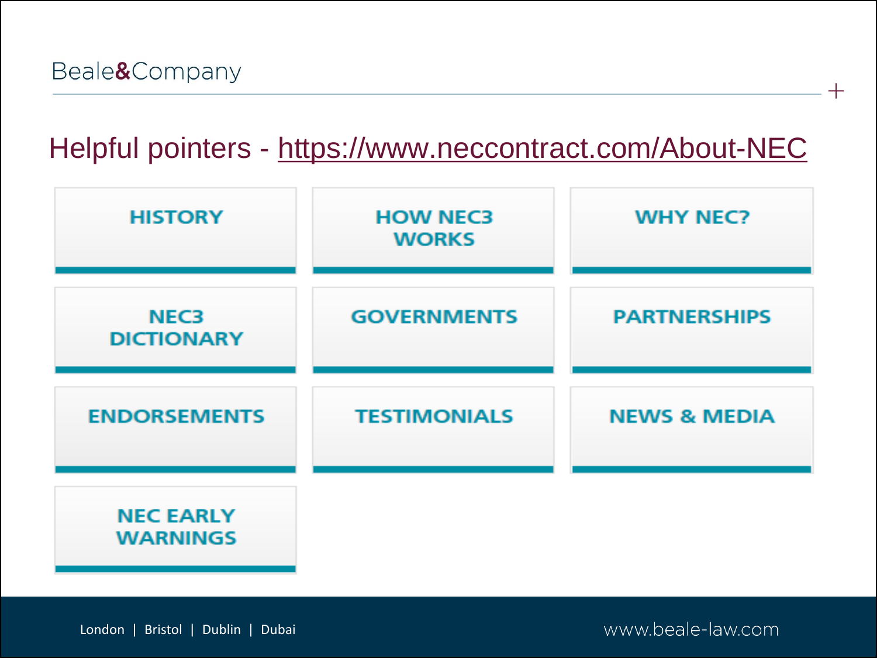# Helpful pointers - https://www.neccontract.com/About-NEC

- HISTORY
- HOW NEC3 WORKS
- WHY NEC?
- NEC3 DICTIONARY
- GOVERNMENTS
- PARTNERSHIPS
- ENDORSEMENTS
- TESTIMONIALS
- NEWS & MEDIA
- NEC EARLY WARNINGS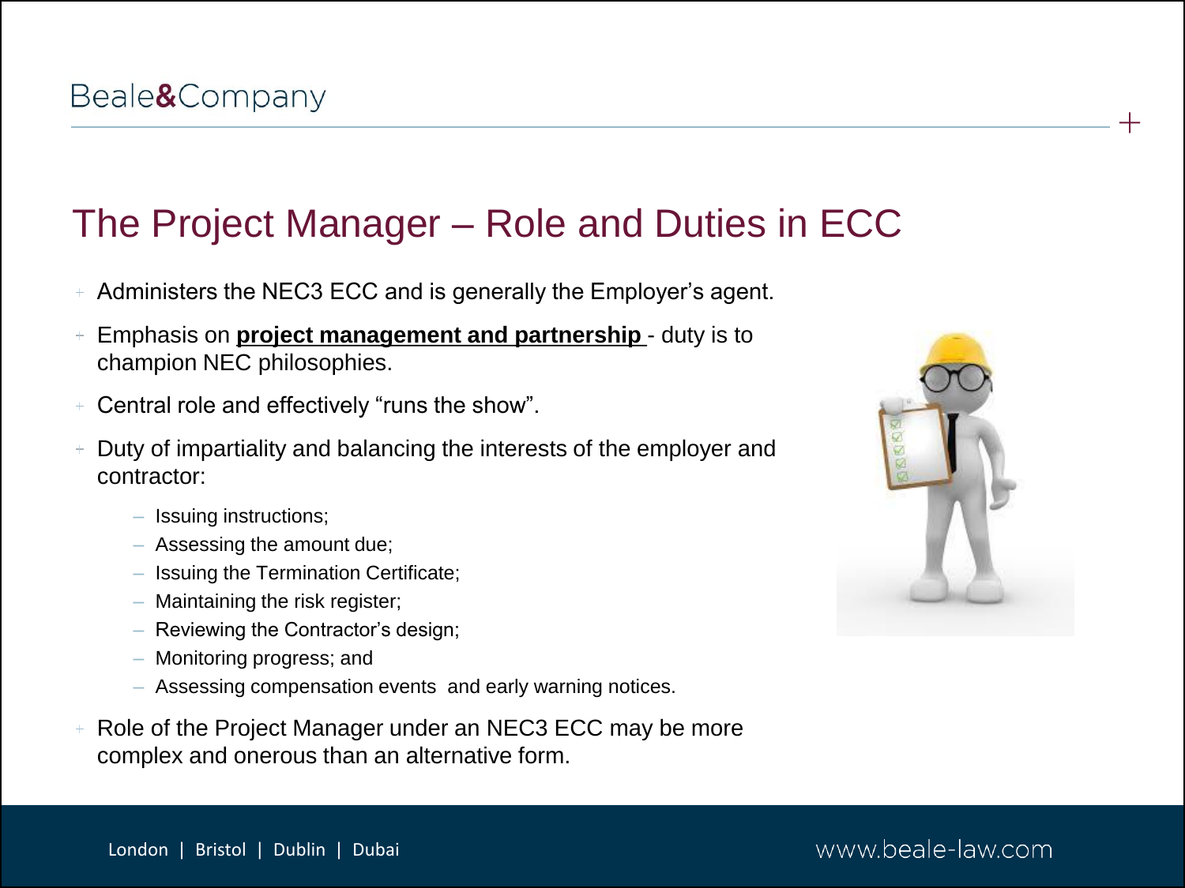# The Project Manager – Role and Duties in ECC

- Administers the NEC3 ECC and is generally the Employer's agent.
- Emphasis on **project management and partnership** - duty is to champion NEC philosophies.
- Central role and effectively "runs the show".
- Duty of impartiality and balancing the interests of the employer and contractor:
  - Issuing instructions;
  - Assessing the amount due;
  - Issuing the Termination Certificate;
  - Maintaining the risk register;
  - Reviewing the Contractor's design;
  - Monitoring progress; and
  - Assessing compensation events and early warning notices.
- Role of the Project Manager under an NEC3 ECC may be more complex and onerous than an alternative form.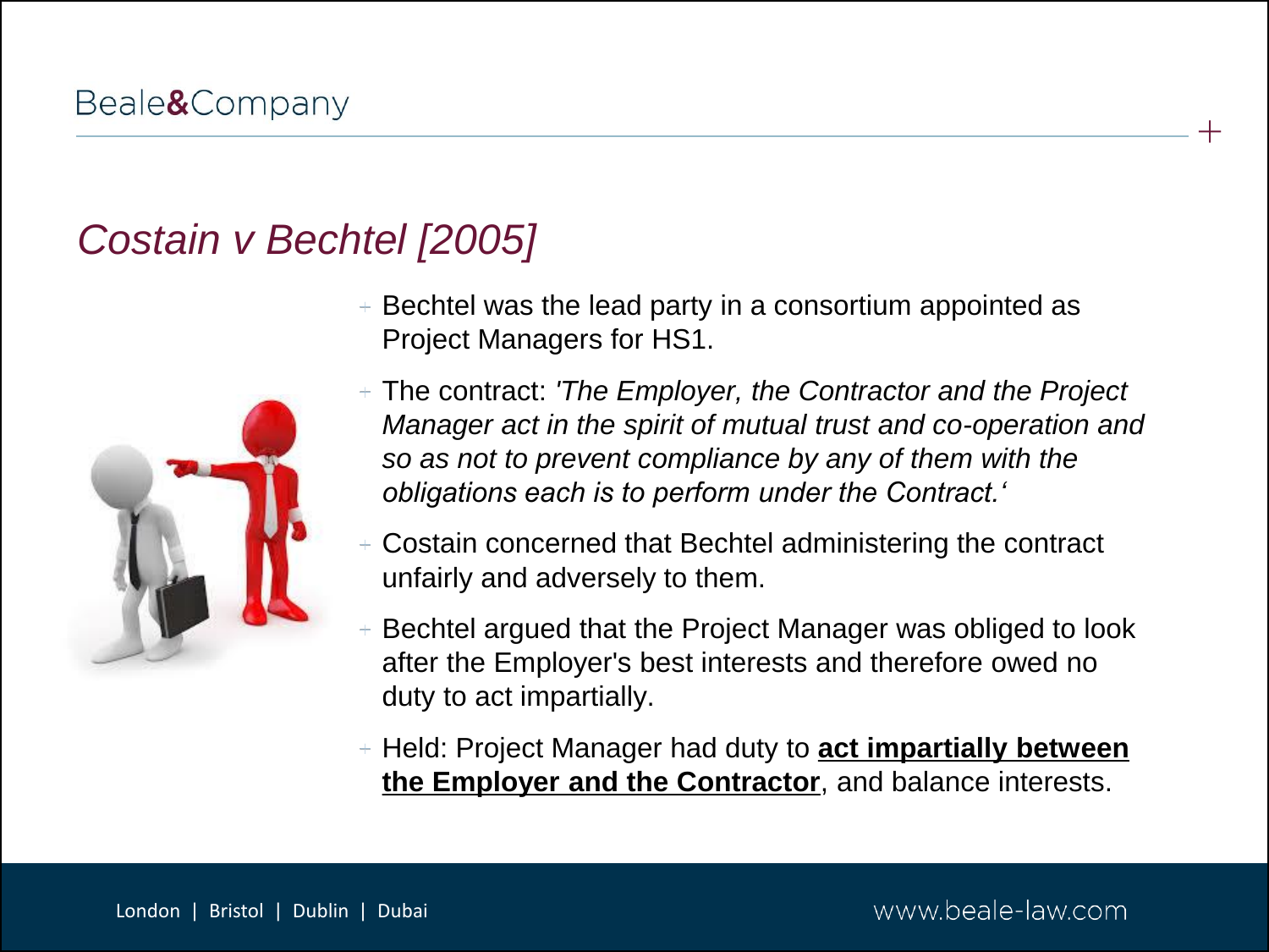# *Costain v Bechtel [2005]*

- Bechtel was the lead party in a consortium appointed as Project Managers for HS1.
- The contract: *'The Employer, the Contractor and the Project Manager act in the spirit of mutual trust and co-operation and so as not to prevent compliance by any of them with the obligations each is to perform under the Contract.'*
- Costain concerned that Bechtel administering the contract unfairly and adversely to them.
- Bechtel argued that the Project Manager was obliged to look after the Employer's best interests and therefore owed no duty to act impartially.
- Held: Project Manager had duty to **act impartially between the Employer and the Contractor**, and balance interests.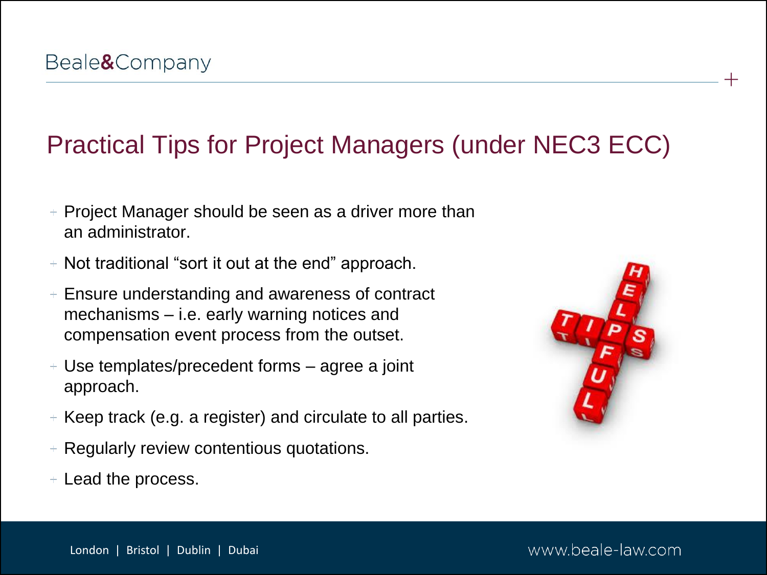# Practical Tips for Project Managers (under NEC3 ECC)

- Project Manager should be seen as a driver more than an administrator.
- Not traditional "sort it out at the end" approach.
- Ensure understanding and awareness of contract mechanisms – i.e. early warning notices and compensation event process from the outset.
- Use templates/precedent forms – agree a joint approach.
- Keep track (e.g. a register) and circulate to all parties.
- Regularly review contentious quotations.
- Lead the process.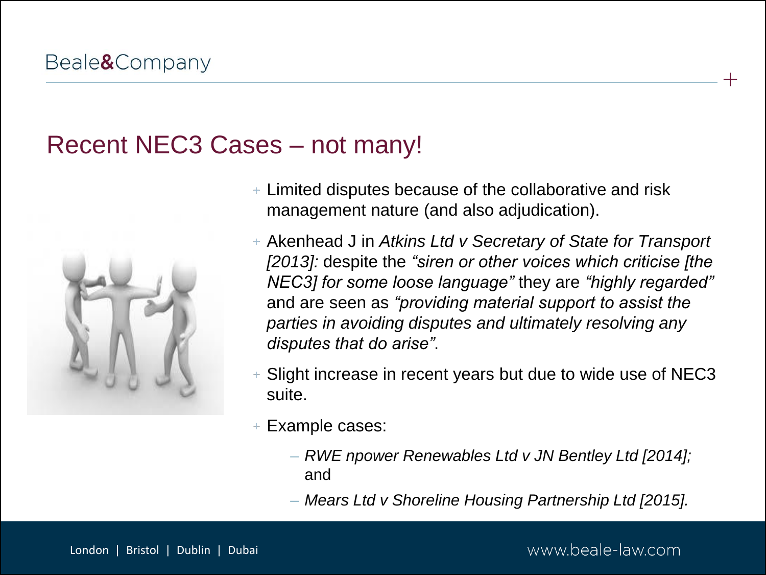## Recent NEC3 Cases – not many!

- Limited disputes because of the collaborative and risk management nature (and also adjudication).
- Akenhead J in *Atkins Ltd v Secretary of State for Transport [2013]:* despite the *"siren or other voices which criticise [the NEC3] for some loose language"* they are *"highly regarded"* and are seen as *"providing material support to assist the parties in avoiding disputes and ultimately resolving any disputes that do arise"*.
- Slight increase in recent years but due to wide use of NEC3 suite.
- Example cases:
  - *RWE npower Renewables Ltd v JN Bentley Ltd [2014];* and
  - *Mears Ltd v Shoreline Housing Partnership Ltd [2015].*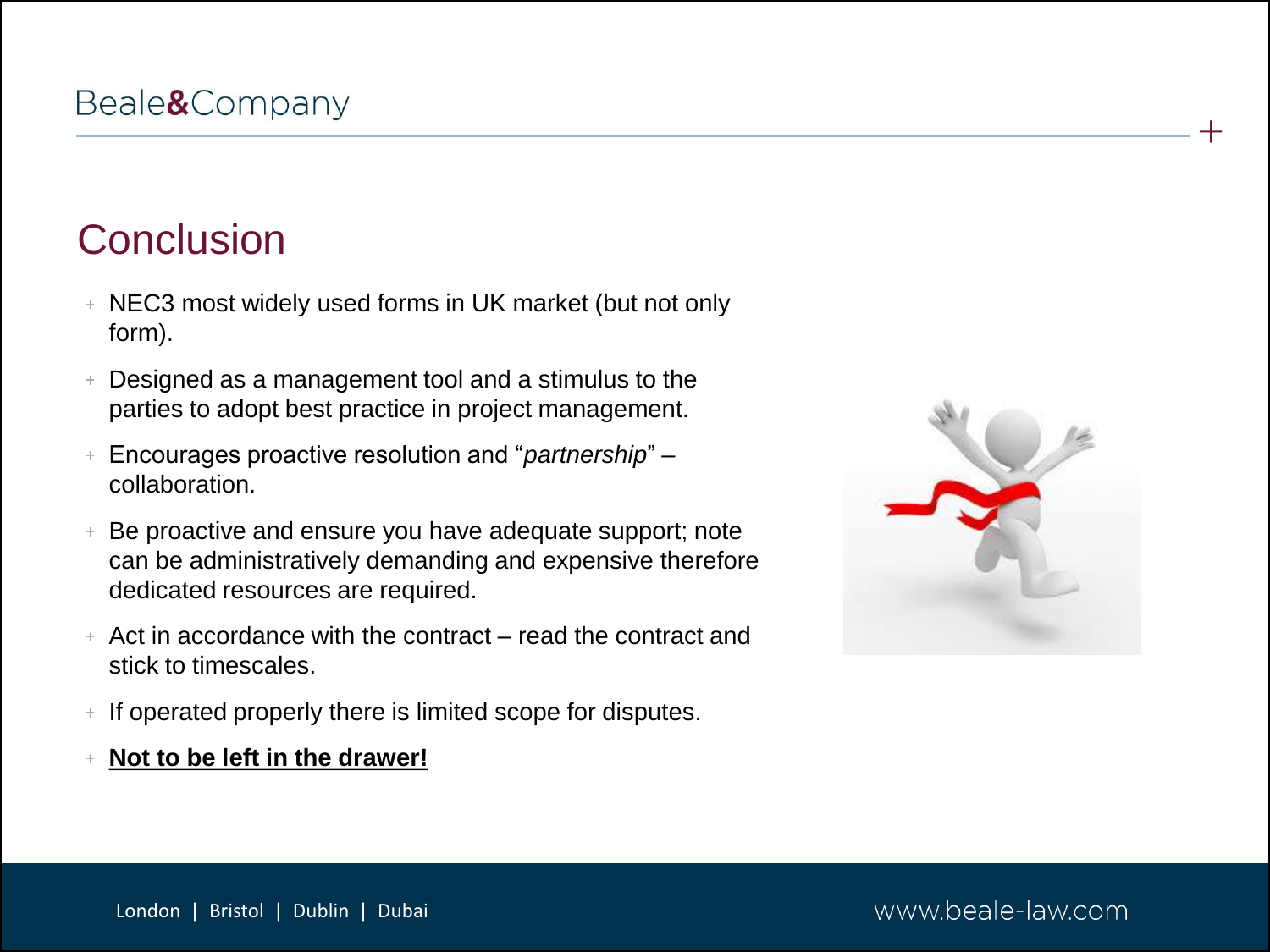# Conclusion

- NEC3 most widely used forms in UK market (but not only form).
- Designed as a management tool and a stimulus to the parties to adopt best practice in project management.
- Encourages proactive resolution and "*partnership*" – collaboration.
- Be proactive and ensure you have adequate support; note can be administratively demanding and expensive therefore dedicated resources are required.
- Act in accordance with the contract – read the contract and stick to timescales.
- If operated properly there is limited scope for disputes.
- **Not to be left in the drawer!**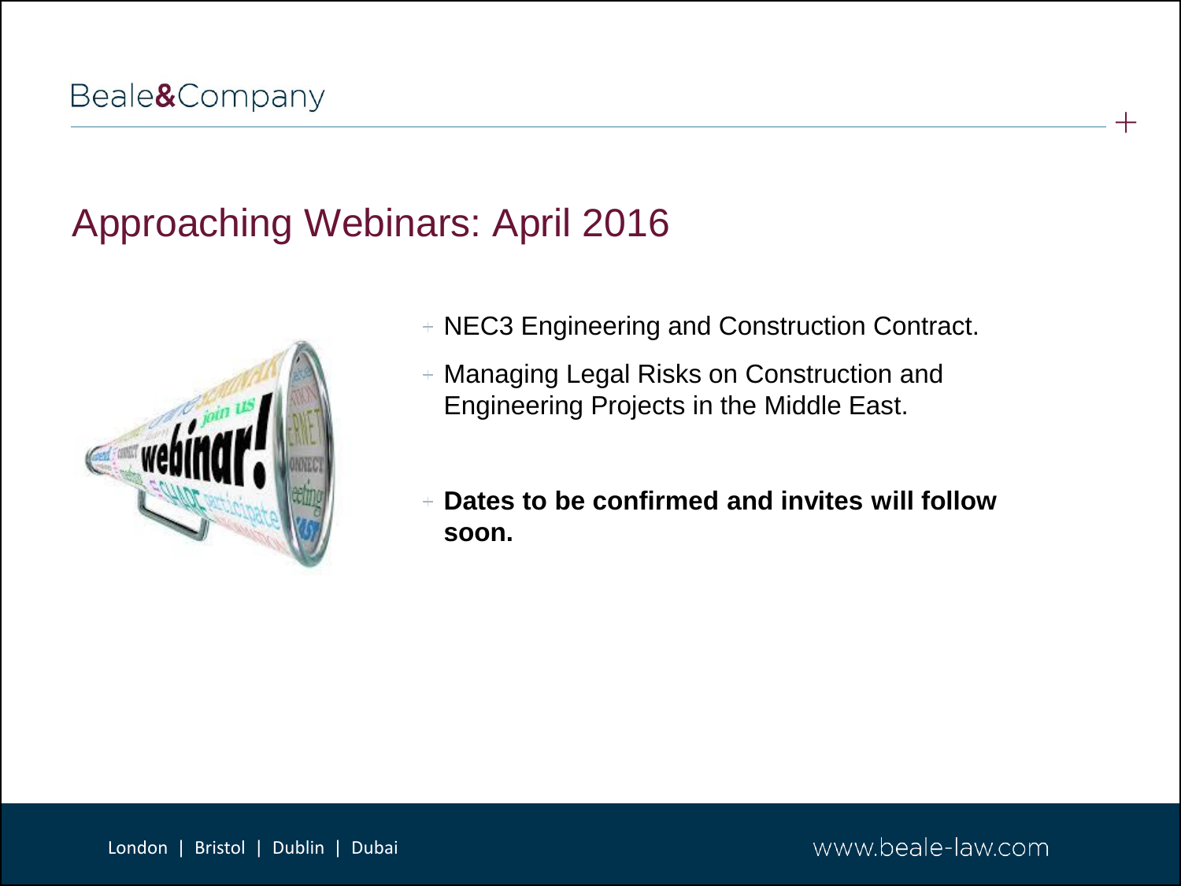# Approaching Webinars: April 2016

- NEC3 Engineering and Construction Contract.
- Managing Legal Risks on Construction and Engineering Projects in the Middle East.
- **Dates to be confirmed and invites will follow soon.**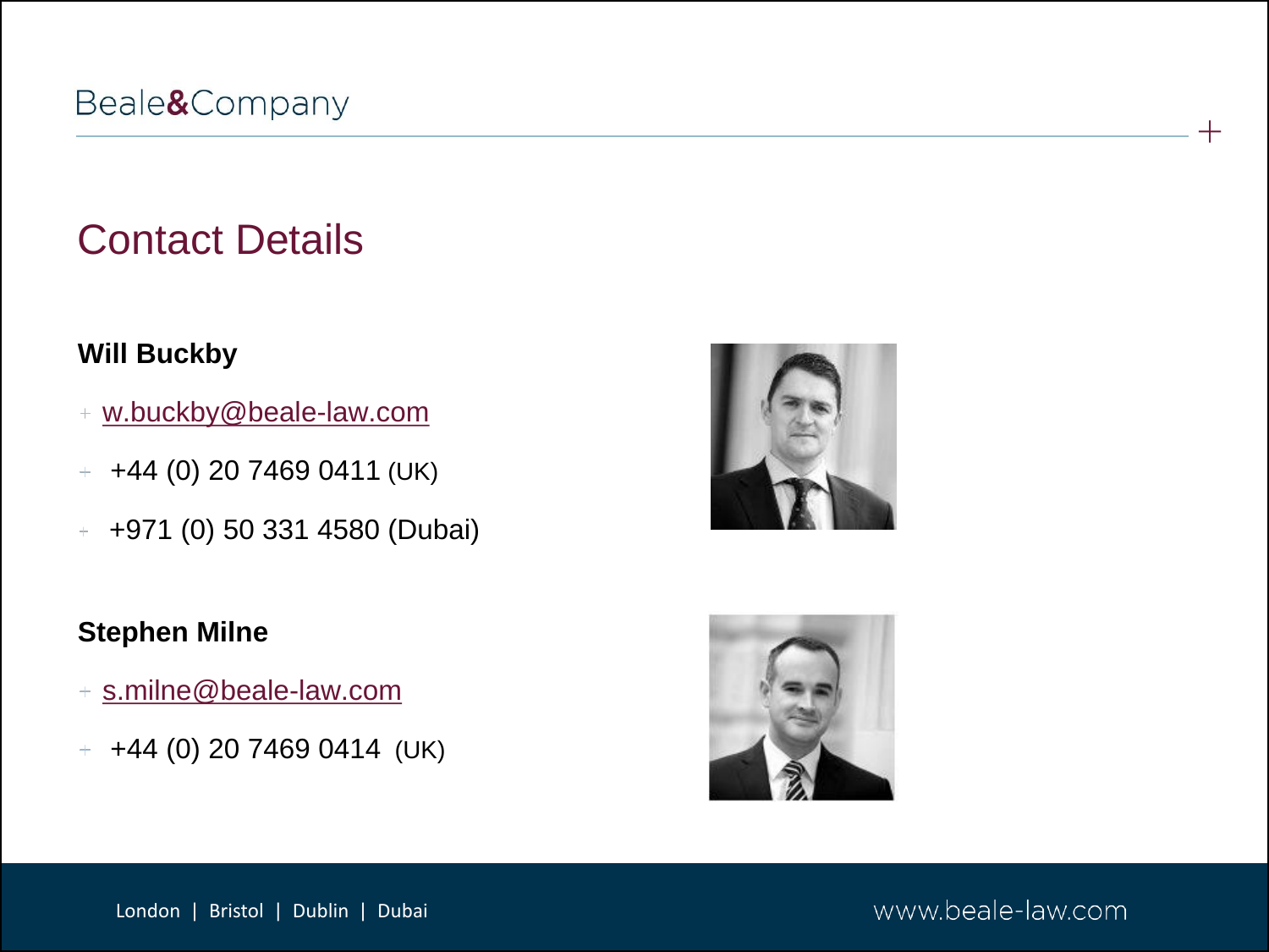# Contact Details

**Will Buckby**

- w.buckby@beale-law.com
- +44 (0) 20 7469 0411 (UK)
- +971 (0) 50 331 4580 (Dubai)

**Stephen Milne**

- s.milne@beale-law.com
- +44 (0) 20 7469 0414 (UK)

London | Bristol | Dublin | Dubai

www.beale-law.com